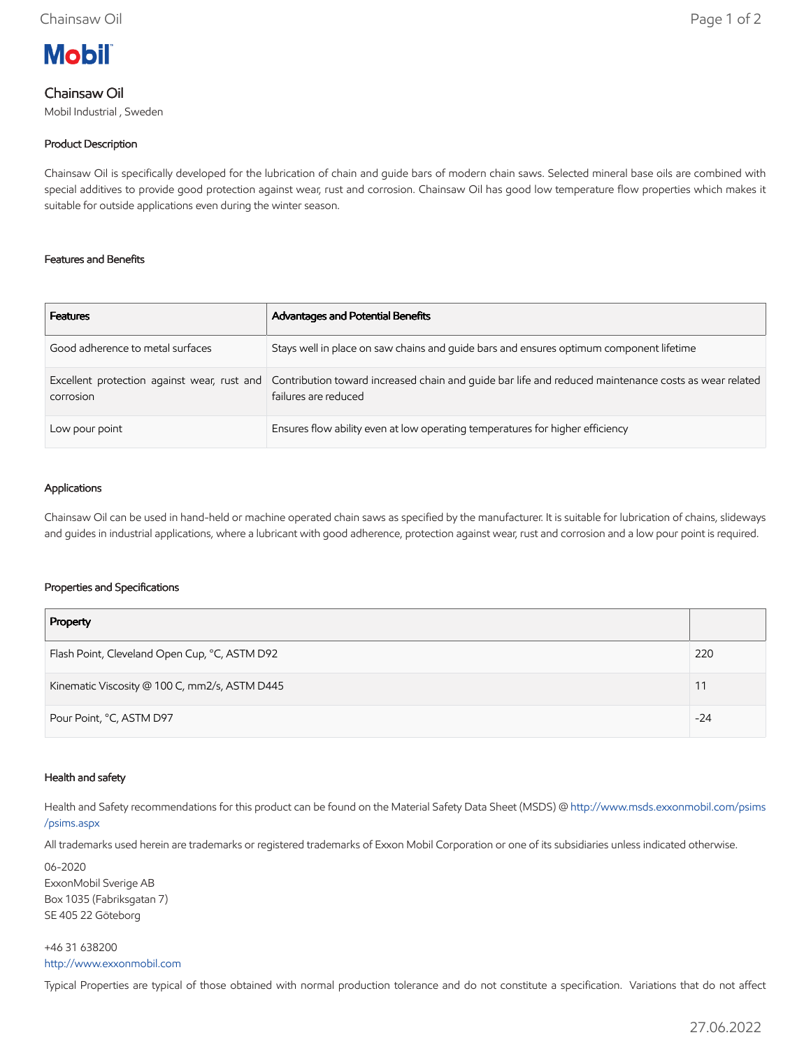# Mobil

## Chainsaw Oil

Mobil Industrial , Sweden

### Product Description

Chainsaw Oil is specifically developed for the lubrication of chain and guide bars of modern chain saws. Selected mineral base oils are combined with special additives to provide good protection against wear, rust and corrosion. Chainsaw Oil has good low temperature flow properties which makes it suitable for outside applications even during the winter season.

### Features and Benefits

| Features | Advantages and Potential Benefits |
| --- | --- |
| Good adherence to metal surfaces | Stays well in place on saw chains and guide bars and ensures optimum component lifetime |
| Excellent protection against wear, rust and corrosion | Contribution toward increased chain and guide bar life and reduced maintenance costs as wear related failures are reduced |
| Low pour point | Ensures flow ability even at low operating temperatures for higher efficiency |

### Applications

Chainsaw Oil can be used in hand-held or machine operated chain saws as specified by the manufacturer. It is suitable for lubrication of chains, slideways and guides in industrial applications, where a lubricant with good adherence, protection against wear, rust and corrosion and a low pour point is required.

### Properties and Specifications

| Property | |
| --- | --- |
| Flash Point, Cleveland Open Cup, °C, ASTM D92 | 220 |
| Kinematic Viscosity @ 100 C, mm2/s, ASTM D445 | 11 |
| Pour Point, °C, ASTM D97 | -24 |

### Health and safety

Health and Safety recommendations for this product can be found on the Material Safety Data Sheet (MSDS) @ http://www.msds.exxonmobil.com/psims/psims.aspx

All trademarks used herein are trademarks or registered trademarks of Exxon Mobil Corporation or one of its subsidiaries unless indicated otherwise.

06-2020
ExxonMobil Sverige AB
Box 1035 (Fabriksgatan 7)
SE 405 22 Göteborg

+46 31 638200
http://www.exxonmobil.com

Typical Properties are typical of those obtained with normal production tolerance and do not constitute a specification. Variations that do not affect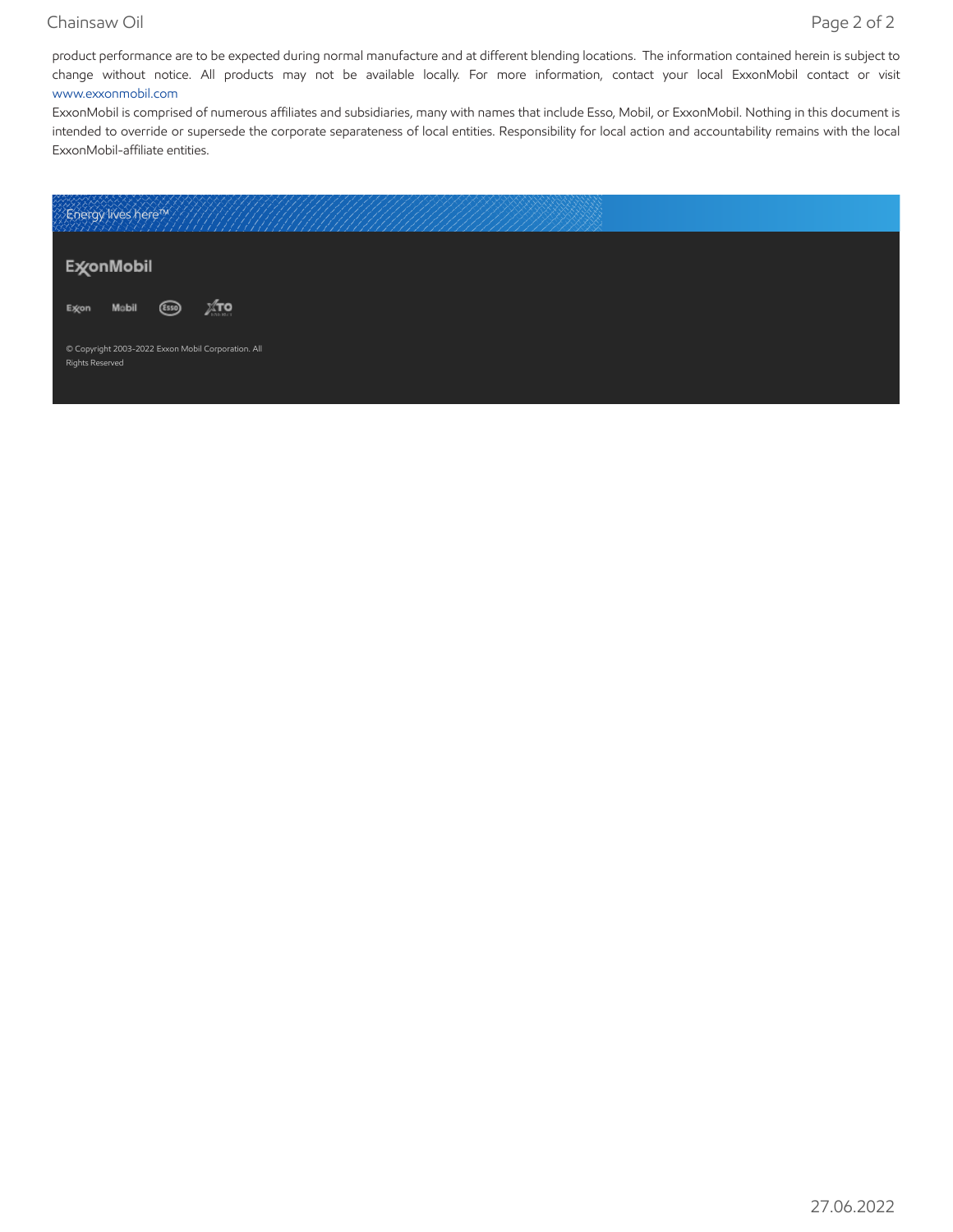product performance are to be expected during normal manufacture and at different blending locations. The information contained herein is subject to change without notice. All products may not be available locally. For more information, contact your local ExxonMobil contact or visit www.exxonmobil.com

ExxonMobil is comprised of numerous affiliates and subsidiaries, many with names that include Esso, Mobil, or ExxonMobil. Nothing in this document is intended to override or supersede the corporate separateness of local entities. Responsibility for local action and accountability remains with the local ExxonMobil-affiliate entities.

Energy lives here™

ExxonMobil

Exxon Mobil Esso XTO

© Copyright 2003-2022 Exxon Mobil Corporation. All Rights Reserved

27.06.2022